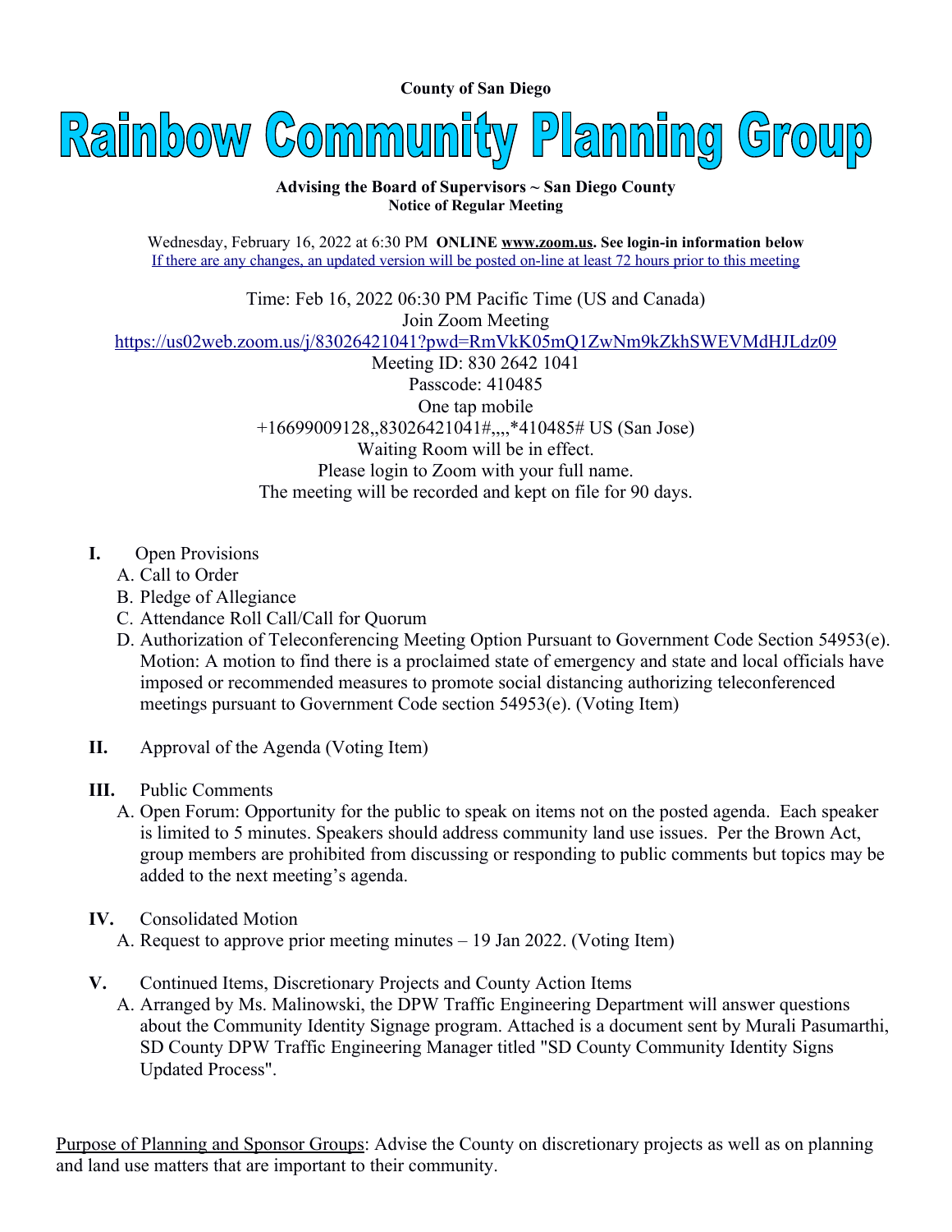**County of San Diego**

# Rainbow Community Planning Group

**Advising the Board of Supervisors ~ San Diego County**
**Notice of Regular Meeting**

Wednesday, February 16, 2022 at 6:30 PM **ONLINE www.zoom.us. See login-in information below**
If there are any changes, an updated version will be posted on-line at least 72 hours prior to this meeting

Time: Feb 16, 2022 06:30 PM Pacific Time (US and Canada)
Join Zoom Meeting
https://us02web.zoom.us/j/83026421041?pwd=RmVkK05mQ1ZwNm9kZkhSWEVMdHJLdz09
Meeting ID: 830 2642 1041
Passcode: 410485
One tap mobile
+16699009128,,83026421041#,,,,*410485# US (San Jose)
Waiting Room will be in effect.
Please login to Zoom with your full name.
The meeting will be recorded and kept on file for 90 days.

**I.** Open Provisions

A. Call to Order
B. Pledge of Allegiance
C. Attendance Roll Call/Call for Quorum
D. Authorization of Teleconferencing Meeting Option Pursuant to Government Code Section 54953(e). Motion: A motion to find there is a proclaimed state of emergency and state and local officials have imposed or recommended measures to promote social distancing authorizing teleconferenced meetings pursuant to Government Code section 54953(e). (Voting Item)

**II.** Approval of the Agenda (Voting Item)

**III.** Public Comments

A. Open Forum: Opportunity for the public to speak on items not on the posted agenda. Each speaker is limited to 5 minutes. Speakers should address community land use issues. Per the Brown Act, group members are prohibited from discussing or responding to public comments but topics may be added to the next meeting's agenda.

**IV.** Consolidated Motion

A. Request to approve prior meeting minutes – 19 Jan 2022. (Voting Item)

**V.** Continued Items, Discretionary Projects and County Action Items

A. Arranged by Ms. Malinowski, the DPW Traffic Engineering Department will answer questions about the Community Identity Signage program. Attached is a document sent by Murali Pasumarthi, SD County DPW Traffic Engineering Manager titled "SD County Community Identity Signs Updated Process".

Purpose of Planning and Sponsor Groups: Advise the County on discretionary projects as well as on planning and land use matters that are important to their community.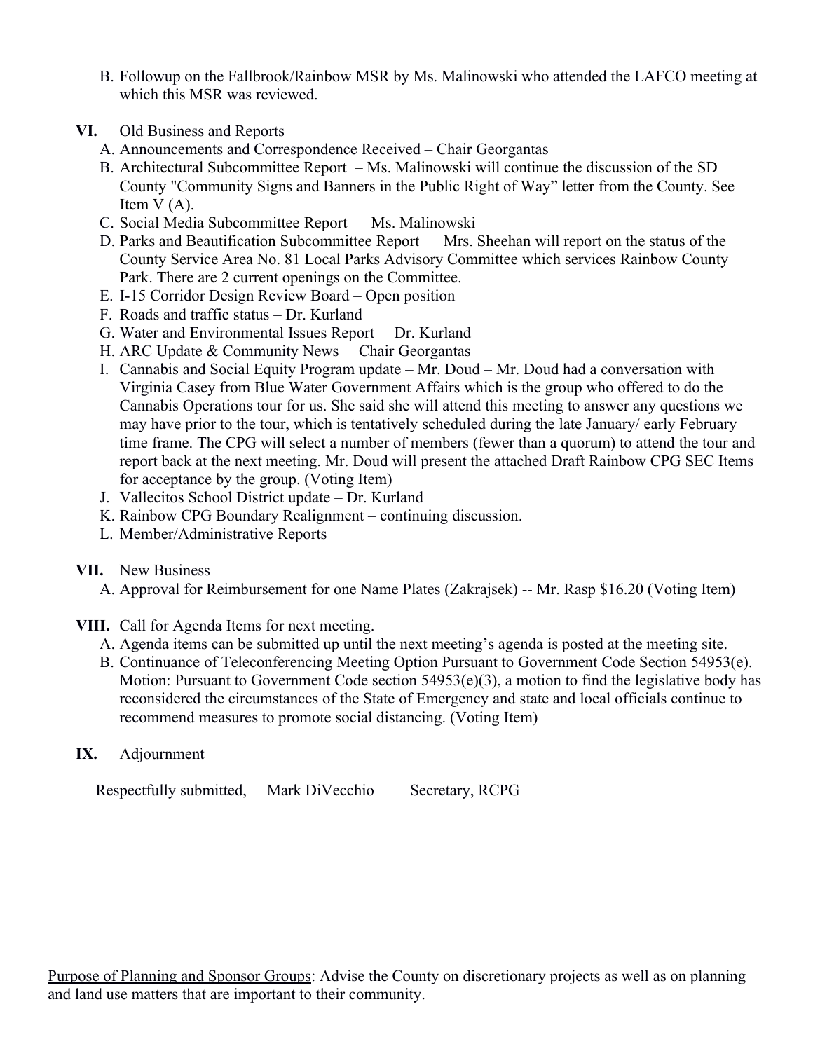B. Followup on the Fallbrook/Rainbow MSR by Ms. Malinowski who attended the LAFCO meeting at which this MSR was reviewed.

**VI.** Old Business and Reports

A. Announcements and Correspondence Received – Chair Georgantas

B. Architectural Subcommittee Report – Ms. Malinowski will continue the discussion of the SD County "Community Signs and Banners in the Public Right of Way" letter from the County. See Item V (A).

C. Social Media Subcommittee Report – Ms. Malinowski

D. Parks and Beautification Subcommittee Report – Mrs. Sheehan will report on the status of the County Service Area No. 81 Local Parks Advisory Committee which services Rainbow County Park. There are 2 current openings on the Committee.

E. I-15 Corridor Design Review Board – Open position

F. Roads and traffic status – Dr. Kurland

G. Water and Environmental Issues Report – Dr. Kurland

H. ARC Update & Community News – Chair Georgantas

I. Cannabis and Social Equity Program update – Mr. Doud – Mr. Doud had a conversation with Virginia Casey from Blue Water Government Affairs which is the group who offered to do the Cannabis Operations tour for us. She said she will attend this meeting to answer any questions we may have prior to the tour, which is tentatively scheduled during the late January/ early February time frame. The CPG will select a number of members (fewer than a quorum) to attend the tour and report back at the next meeting. Mr. Doud will present the attached Draft Rainbow CPG SEC Items for acceptance by the group. (Voting Item)

J. Vallecitos School District update – Dr. Kurland

K. Rainbow CPG Boundary Realignment – continuing discussion.

L. Member/Administrative Reports

**VII.** New Business

A. Approval for Reimbursement for one Name Plates (Zakrajsek) -- Mr. Rasp $16.20 (Voting Item)

**VIII.** Call for Agenda Items for next meeting.

A. Agenda items can be submitted up until the next meeting's agenda is posted at the meeting site.

B. Continuance of Teleconferencing Meeting Option Pursuant to Government Code Section 54953(e). Motion: Pursuant to Government Code section 54953(e)(3), a motion to find the legislative body has reconsidered the circumstances of the State of Emergency and state and local officials continue to recommend measures to promote social distancing. (Voting Item)

**IX.** Adjournment

Respectfully submitted, Mark DiVecchio Secretary, RCPG

Purpose of Planning and Sponsor Groups: Advise the County on discretionary projects as well as on planning and land use matters that are important to their community.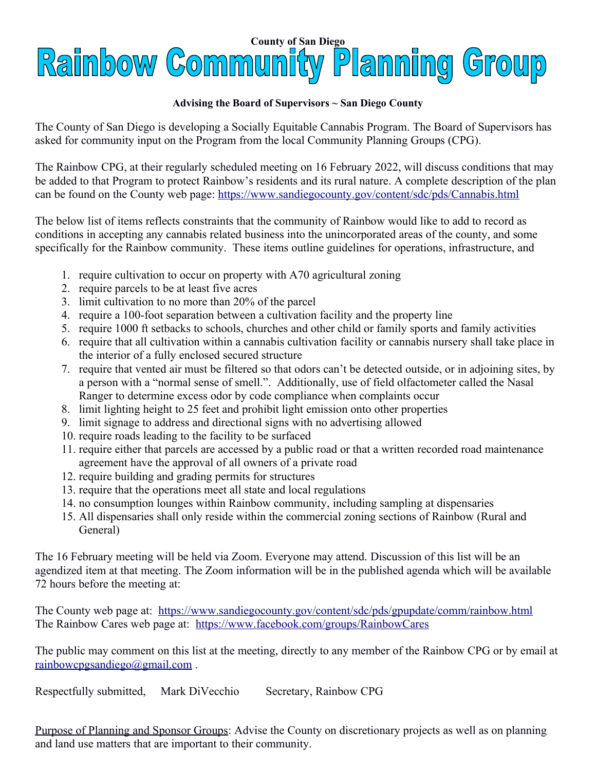**County of San Diego**

# Rainbow Community Planning Group

**Advising the Board of Supervisors ~ San Diego County**

The County of San Diego is developing a Socially Equitable Cannabis Program. The Board of Supervisors has asked for community input on the Program from the local Community Planning Groups (CPG).

The Rainbow CPG, at their regularly scheduled meeting on 16 February 2022, will discuss conditions that may be added to that Program to protect Rainbow's residents and its rural nature. A complete description of the plan can be found on the County web page: https://www.sandiegocounty.gov/content/sdc/pds/Cannabis.html

The below list of items reflects constraints that the community of Rainbow would like to add to record as conditions in accepting any cannabis related business into the unincorporated areas of the county, and some specifically for the Rainbow community. These items outline guidelines for operations, infrastructure, and

1. require cultivation to occur on property with A70 agricultural zoning
2. require parcels to be at least five acres
3. limit cultivation to no more than 20% of the parcel
4. require a 100-foot separation between a cultivation facility and the property line
5. require 1000 ft setbacks to schools, churches and other child or family sports and family activities
6. require that all cultivation within a cannabis cultivation facility or cannabis nursery shall take place in the interior of a fully enclosed secured structure
7. require that vented air must be filtered so that odors can't be detected outside, or in adjoining sites, by a person with a "normal sense of smell.". Additionally, use of field olfactometer called the Nasal Ranger to determine excess odor by code compliance when complaints occur
8. limit lighting height to 25 feet and prohibit light emission onto other properties
9. limit signage to address and directional signs with no advertising allowed
10. require roads leading to the facility to be surfaced
11. require either that parcels are accessed by a public road or that a written recorded road maintenance agreement have the approval of all owners of a private road
12. require building and grading permits for structures
13. require that the operations meet all state and local regulations
14. no consumption lounges within Rainbow community, including sampling at dispensaries
15. All dispensaries shall only reside within the commercial zoning sections of Rainbow (Rural and General)

The 16 February meeting will be held via Zoom. Everyone may attend. Discussion of this list will be an agendized item at that meeting. The Zoom information will be in the published agenda which will be available 72 hours before the meeting at:

The County web page at: https://www.sandiegocounty.gov/content/sdc/pds/gpupdate/comm/rainbow.html
The Rainbow Cares web page at: https://www.facebook.com/groups/RainbowCares

The public may comment on this list at the meeting, directly to any member of the Rainbow CPG or by email at rainbowcpgsandiego@gmail.com .

Respectfully submitted, Mark DiVecchio Secretary, Rainbow CPG

<u>Purpose of Planning and Sponsor Groups</u>: Advise the County on discretionary projects as well as on planning and land use matters that are important to their community.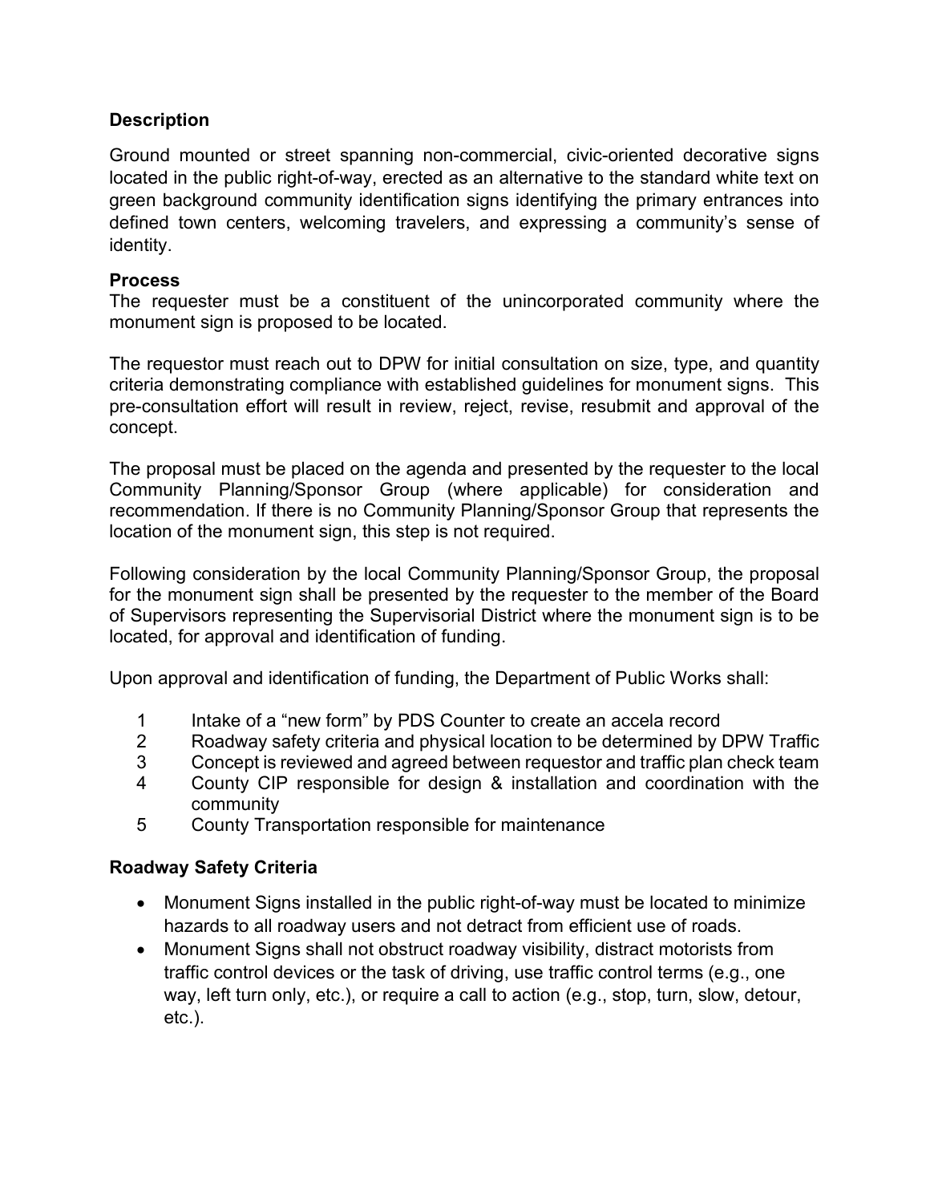**Description**

Ground mounted or street spanning non-commercial, civic-oriented decorative signs located in the public right-of-way, erected as an alternative to the standard white text on green background community identification signs identifying the primary entrances into defined town centers, welcoming travelers, and expressing a community's sense of identity.

**Process**

The requester must be a constituent of the unincorporated community where the monument sign is proposed to be located.

The requestor must reach out to DPW for initial consultation on size, type, and quantity criteria demonstrating compliance with established guidelines for monument signs. This pre-consultation effort will result in review, reject, revise, resubmit and approval of the concept.

The proposal must be placed on the agenda and presented by the requester to the local Community Planning/Sponsor Group (where applicable) for consideration and recommendation. If there is no Community Planning/Sponsor Group that represents the location of the monument sign, this step is not required.

Following consideration by the local Community Planning/Sponsor Group, the proposal for the monument sign shall be presented by the requester to the member of the Board of Supervisors representing the Supervisorial District where the monument sign is to be located, for approval and identification of funding.

Upon approval and identification of funding, the Department of Public Works shall:

1. Intake of a "new form" by PDS Counter to create an accela record
2. Roadway safety criteria and physical location to be determined by DPW Traffic
3. Concept is reviewed and agreed between requestor and traffic plan check team
4. County CIP responsible for design & installation and coordination with the community
5. County Transportation responsible for maintenance

**Roadway Safety Criteria**

- Monument Signs installed in the public right-of-way must be located to minimize hazards to all roadway users and not detract from efficient use of roads.
- Monument Signs shall not obstruct roadway visibility, distract motorists from traffic control devices or the task of driving, use traffic control terms (e.g., one way, left turn only, etc.), or require a call to action (e.g., stop, turn, slow, detour, etc.).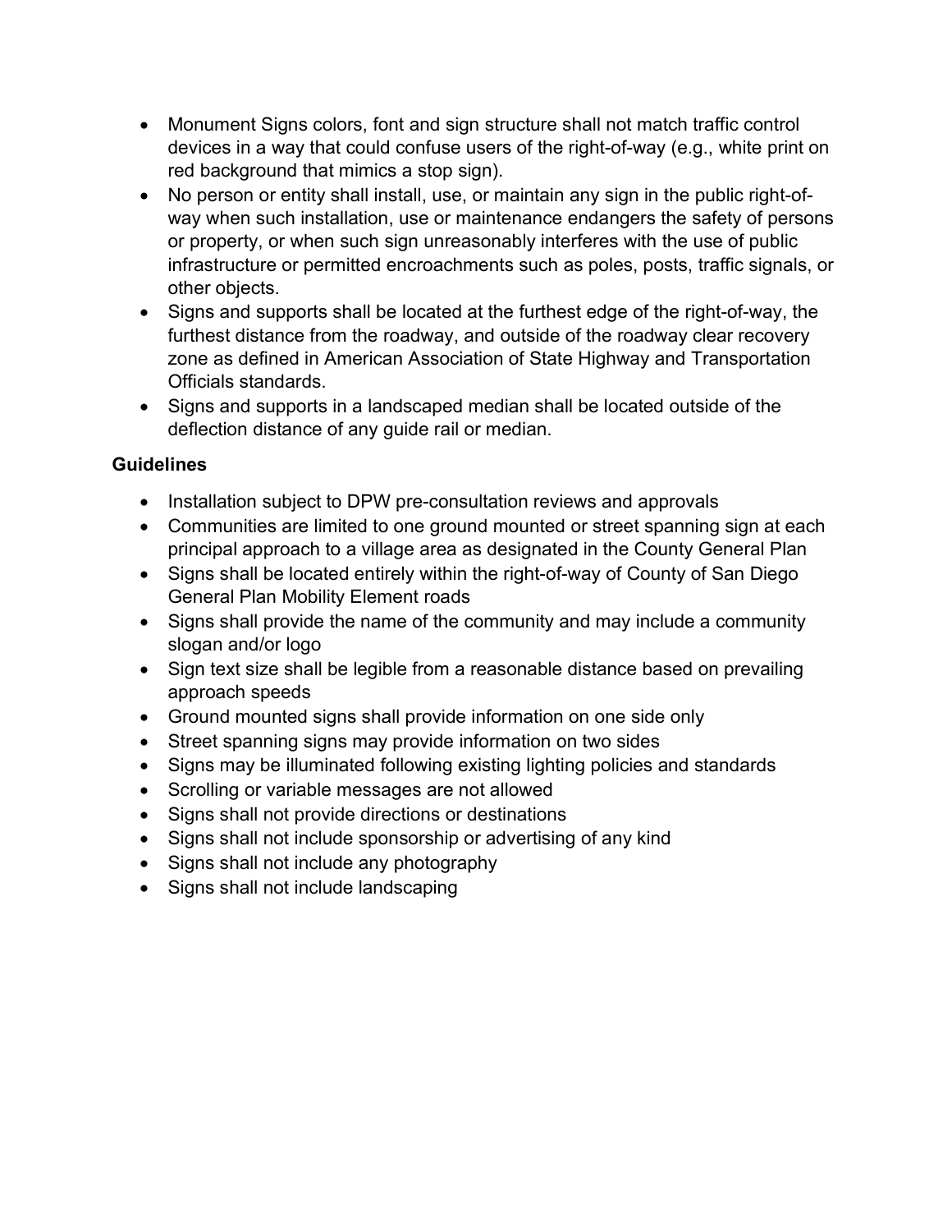- Monument Signs colors, font and sign structure shall not match traffic control devices in a way that could confuse users of the right-of-way (e.g., white print on red background that mimics a stop sign).
- No person or entity shall install, use, or maintain any sign in the public right-of-way when such installation, use or maintenance endangers the safety of persons or property, or when such sign unreasonably interferes with the use of public infrastructure or permitted encroachments such as poles, posts, traffic signals, or other objects.
- Signs and supports shall be located at the furthest edge of the right-of-way, the furthest distance from the roadway, and outside of the roadway clear recovery zone as defined in American Association of State Highway and Transportation Officials standards.
- Signs and supports in a landscaped median shall be located outside of the deflection distance of any guide rail or median.

**Guidelines**

- Installation subject to DPW pre-consultation reviews and approvals
- Communities are limited to one ground mounted or street spanning sign at each principal approach to a village area as designated in the County General Plan
- Signs shall be located entirely within the right-of-way of County of San Diego General Plan Mobility Element roads
- Signs shall provide the name of the community and may include a community slogan and/or logo
- Sign text size shall be legible from a reasonable distance based on prevailing approach speeds
- Ground mounted signs shall provide information on one side only
- Street spanning signs may provide information on two sides
- Signs may be illuminated following existing lighting policies and standards
- Scrolling or variable messages are not allowed
- Signs shall not provide directions or destinations
- Signs shall not include sponsorship or advertising of any kind
- Signs shall not include any photography
- Signs shall not include landscaping